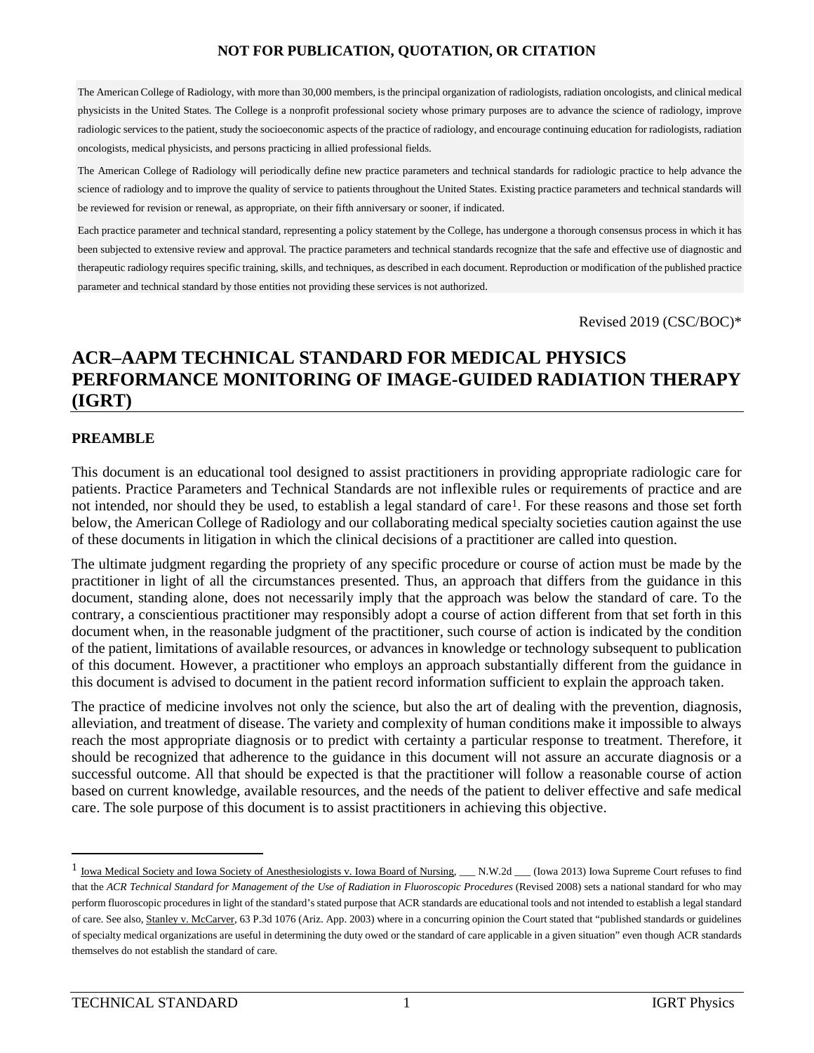**NOT FOR PUBLICATION, QUOTATION, OR CITATION**

The American College of Radiology, with more than 30,000 members, is the principal organization of radiologists, radiation oncologists, and clinical medical physicists in the United States. The College is a nonprofit professional society whose primary purposes are to advance the science of radiology, improve radiologic services to the patient, study the socioeconomic aspects of the practice of radiology, and encourage continuing education for radiologists, radiation oncologists, medical physicists, and persons practicing in allied professional fields.

The American College of Radiology will periodically define new practice parameters and technical standards for radiologic practice to help advance the science of radiology and to improve the quality of service to patients throughout the United States. Existing practice parameters and technical standards will be reviewed for revision or renewal, as appropriate, on their fifth anniversary or sooner, if indicated.

Each practice parameter and technical standard, representing a policy statement by the College, has undergone a thorough consensus process in which it has been subjected to extensive review and approval. The practice parameters and technical standards recognize that the safe and effective use of diagnostic and therapeutic radiology requires specific training, skills, and techniques, as described in each document. Reproduction or modification of the published practice parameter and technical standard by those entities not providing these services is not authorized.

Revised 2019 (CSC/BOC)*

# ACR–AAPM TECHNICAL STANDARD FOR MEDICAL PHYSICS PERFORMANCE MONITORING OF IMAGE-GUIDED RADIATION THERAPY (IGRT)

## PREAMBLE

This document is an educational tool designed to assist practitioners in providing appropriate radiologic care for patients. Practice Parameters and Technical Standards are not inflexible rules or requirements of practice and are not intended, nor should they be used, to establish a legal standard of care[1]. For these reasons and those set forth below, the American College of Radiology and our collaborating medical specialty societies caution against the use of these documents in litigation in which the clinical decisions of a practitioner are called into question.

The ultimate judgment regarding the propriety of any specific procedure or course of action must be made by the practitioner in light of all the circumstances presented. Thus, an approach that differs from the guidance in this document, standing alone, does not necessarily imply that the approach was below the standard of care. To the contrary, a conscientious practitioner may responsibly adopt a course of action different from that set forth in this document when, in the reasonable judgment of the practitioner, such course of action is indicated by the condition of the patient, limitations of available resources, or advances in knowledge or technology subsequent to publication of this document. However, a practitioner who employs an approach substantially different from the guidance in this document is advised to document in the patient record information sufficient to explain the approach taken.

The practice of medicine involves not only the science, but also the art of dealing with the prevention, diagnosis, alleviation, and treatment of disease. The variety and complexity of human conditions make it impossible to always reach the most appropriate diagnosis or to predict with certainty a particular response to treatment. Therefore, it should be recognized that adherence to the guidance in this document will not assure an accurate diagnosis or a successful outcome. All that should be expected is that the practitioner will follow a reasonable course of action based on current knowledge, available resources, and the needs of the patient to deliver effective and safe medical care. The sole purpose of this document is to assist practitioners in achieving this objective.

---

[1] Iowa Medical Society and Iowa Society of Anesthesiologists v. Iowa Board of Nursing, ___ N.W.2d ___ (Iowa 2013) Iowa Supreme Court refuses to find that the *ACR Technical Standard for Management of the Use of Radiation in Fluoroscopic Procedures* (Revised 2008) sets a national standard for who may perform fluoroscopic procedures in light of the standard's stated purpose that ACR standards are educational tools and not intended to establish a legal standard of care. See also, Stanley v. McCarver, 63 P.3d 1076 (Ariz. App. 2003) where in a concurring opinion the Court stated that "published standards or guidelines of specialty medical organizations are useful in determining the duty owed or the standard of care applicable in a given situation" even though ACR standards themselves do not establish the standard of care.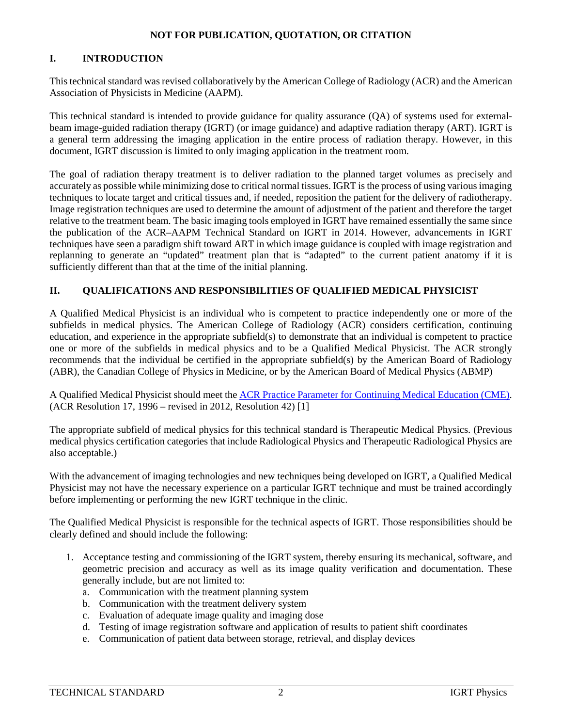**NOT FOR PUBLICATION, QUOTATION, OR CITATION**

## I. INTRODUCTION

This technical standard was revised collaboratively by the American College of Radiology (ACR) and the American Association of Physicists in Medicine (AAPM).

This technical standard is intended to provide guidance for quality assurance (QA) of systems used for external-beam image-guided radiation therapy (IGRT) (or image guidance) and adaptive radiation therapy (ART). IGRT is a general term addressing the imaging application in the entire process of radiation therapy. However, in this document, IGRT discussion is limited to only imaging application in the treatment room.

The goal of radiation therapy treatment is to deliver radiation to the planned target volumes as precisely and accurately as possible while minimizing dose to critical normal tissues. IGRT is the process of using various imaging techniques to locate target and critical tissues and, if needed, reposition the patient for the delivery of radiotherapy. Image registration techniques are used to determine the amount of adjustment of the patient and therefore the target relative to the treatment beam. The basic imaging tools employed in IGRT have remained essentially the same since the publication of the ACR–AAPM Technical Standard on IGRT in 2014. However, advancements in IGRT techniques have seen a paradigm shift toward ART in which image guidance is coupled with image registration and replanning to generate an "updated" treatment plan that is "adapted" to the current patient anatomy if it is sufficiently different than that at the time of the initial planning.

## II. QUALIFICATIONS AND RESPONSIBILITIES OF QUALIFIED MEDICAL PHYSICIST

A Qualified Medical Physicist is an individual who is competent to practice independently one or more of the subfields in medical physics. The American College of Radiology (ACR) considers certification, continuing education, and experience in the appropriate subfield(s) to demonstrate that an individual is competent to practice one or more of the subfields in medical physics and to be a Qualified Medical Physicist. The ACR strongly recommends that the individual be certified in the appropriate subfield(s) by the American Board of Radiology (ABR), the Canadian College of Physics in Medicine, or by the American Board of Medical Physics (ABMP)

A Qualified Medical Physicist should meet the ACR Practice Parameter for Continuing Medical Education (CME). (ACR Resolution 17, 1996 – revised in 2012, Resolution 42) [1]

The appropriate subfield of medical physics for this technical standard is Therapeutic Medical Physics. (Previous medical physics certification categories that include Radiological Physics and Therapeutic Radiological Physics are also acceptable.)

With the advancement of imaging technologies and new techniques being developed on IGRT, a Qualified Medical Physicist may not have the necessary experience on a particular IGRT technique and must be trained accordingly before implementing or performing the new IGRT technique in the clinic.

The Qualified Medical Physicist is responsible for the technical aspects of IGRT. Those responsibilities should be clearly defined and should include the following:

1. Acceptance testing and commissioning of the IGRT system, thereby ensuring its mechanical, software, and geometric precision and accuracy as well as its image quality verification and documentation. These generally include, but are not limited to:
   a. Communication with the treatment planning system
   b. Communication with the treatment delivery system
   c. Evaluation of adequate image quality and imaging dose
   d. Testing of image registration software and application of results to patient shift coordinates
   e. Communication of patient data between storage, retrieval, and display devices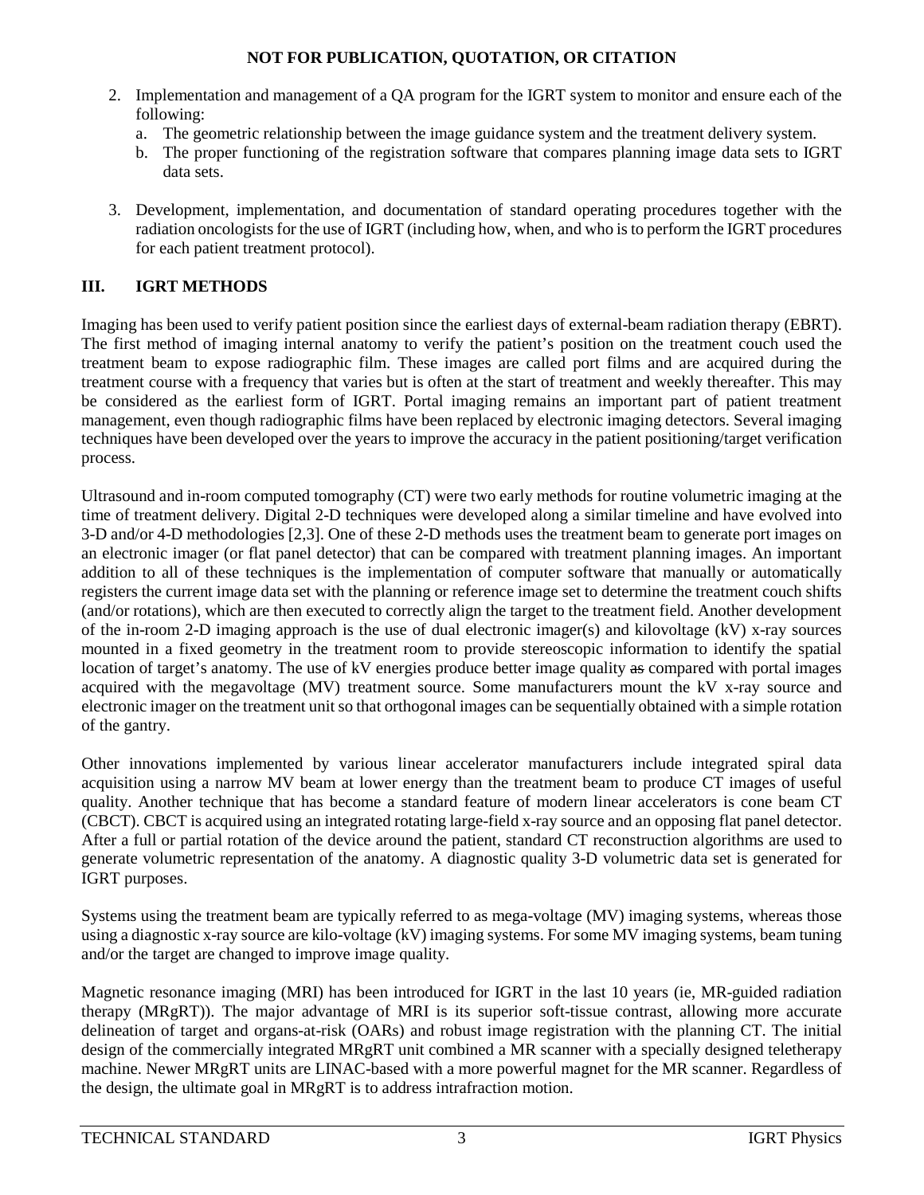2. Implementation and management of a QA program for the IGRT system to monitor and ensure each of the following:
   a. The geometric relationship between the image guidance system and the treatment delivery system.
   b. The proper functioning of the registration software that compares planning image data sets to IGRT data sets.

3. Development, implementation, and documentation of standard operating procedures together with the radiation oncologists for the use of IGRT (including how, when, and who is to perform the IGRT procedures for each patient treatment protocol).

## III. IGRT METHODS

Imaging has been used to verify patient position since the earliest days of external-beam radiation therapy (EBRT). The first method of imaging internal anatomy to verify the patient's position on the treatment couch used the treatment beam to expose radiographic film. These images are called port films and are acquired during the treatment course with a frequency that varies but is often at the start of treatment and weekly thereafter. This may be considered as the earliest form of IGRT. Portal imaging remains an important part of patient treatment management, even though radiographic films have been replaced by electronic imaging detectors. Several imaging techniques have been developed over the years to improve the accuracy in the patient positioning/target verification process.

Ultrasound and in-room computed tomography (CT) were two early methods for routine volumetric imaging at the time of treatment delivery. Digital 2-D techniques were developed along a similar timeline and have evolved into 3-D and/or 4-D methodologies [2,3]. One of these 2-D methods uses the treatment beam to generate port images on an electronic imager (or flat panel detector) that can be compared with treatment planning images. An important addition to all of these techniques is the implementation of computer software that manually or automatically registers the current image data set with the planning or reference image set to determine the treatment couch shifts (and/or rotations), which are then executed to correctly align the target to the treatment field. Another development of the in-room 2-D imaging approach is the use of dual electronic imager(s) and kilovoltage (kV) x-ray sources mounted in a fixed geometry in the treatment room to provide stereoscopic information to identify the spatial location of target's anatomy. The use of kV energies produce better image quality ~~as~~ compared with portal images acquired with the megavoltage (MV) treatment source. Some manufacturers mount the kV x-ray source and electronic imager on the treatment unit so that orthogonal images can be sequentially obtained with a simple rotation of the gantry.

Other innovations implemented by various linear accelerator manufacturers include integrated spiral data acquisition using a narrow MV beam at lower energy than the treatment beam to produce CT images of useful quality. Another technique that has become a standard feature of modern linear accelerators is cone beam CT (CBCT). CBCT is acquired using an integrated rotating large-field x-ray source and an opposing flat panel detector. After a full or partial rotation of the device around the patient, standard CT reconstruction algorithms are used to generate volumetric representation of the anatomy. A diagnostic quality 3-D volumetric data set is generated for IGRT purposes.

Systems using the treatment beam are typically referred to as mega-voltage (MV) imaging systems, whereas those using a diagnostic x-ray source are kilo-voltage (kV) imaging systems. For some MV imaging systems, beam tuning and/or the target are changed to improve image quality.

Magnetic resonance imaging (MRI) has been introduced for IGRT in the last 10 years (ie, MR-guided radiation therapy (MRgRT)). The major advantage of MRI is its superior soft-tissue contrast, allowing more accurate delineation of target and organs-at-risk (OARs) and robust image registration with the planning CT. The initial design of the commercially integrated MRgRT unit combined a MR scanner with a specially designed teletherapy machine. Newer MRgRT units are LINAC-based with a more powerful magnet for the MR scanner. Regardless of the design, the ultimate goal in MRgRT is to address intrafraction motion.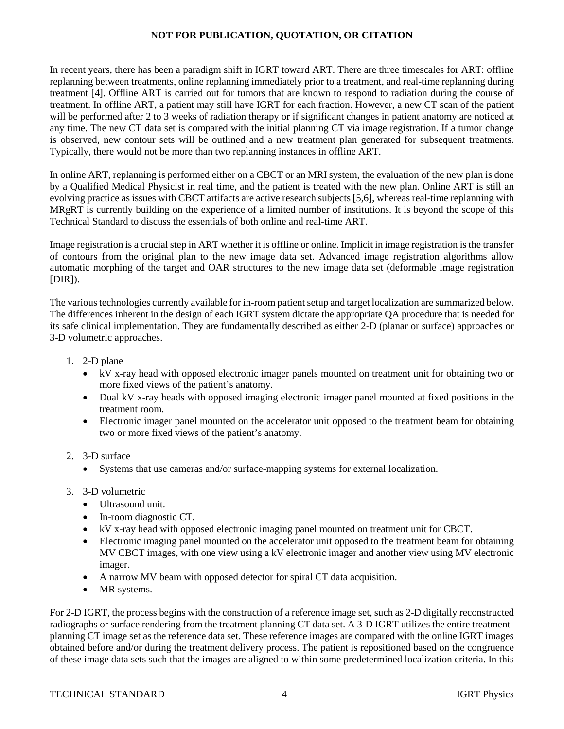In recent years, there has been a paradigm shift in IGRT toward ART. There are three timescales for ART: offline replanning between treatments, online replanning immediately prior to a treatment, and real-time replanning during treatment [4]. Offline ART is carried out for tumors that are known to respond to radiation during the course of treatment. In offline ART, a patient may still have IGRT for each fraction. However, a new CT scan of the patient will be performed after 2 to 3 weeks of radiation therapy or if significant changes in patient anatomy are noticed at any time. The new CT data set is compared with the initial planning CT via image registration. If a tumor change is observed, new contour sets will be outlined and a new treatment plan generated for subsequent treatments. Typically, there would not be more than two replanning instances in offline ART.

In online ART, replanning is performed either on a CBCT or an MRI system, the evaluation of the new plan is done by a Qualified Medical Physicist in real time, and the patient is treated with the new plan. Online ART is still an evolving practice as issues with CBCT artifacts are active research subjects [5,6], whereas real-time replanning with MRgRT is currently building on the experience of a limited number of institutions. It is beyond the scope of this Technical Standard to discuss the essentials of both online and real-time ART.

Image registration is a crucial step in ART whether it is offline or online. Implicit in image registration is the transfer of contours from the original plan to the new image data set. Advanced image registration algorithms allow automatic morphing of the target and OAR structures to the new image data set (deformable image registration [DIR]).

The various technologies currently available for in-room patient setup and target localization are summarized below. The differences inherent in the design of each IGRT system dictate the appropriate QA procedure that is needed for its safe clinical implementation. They are fundamentally described as either 2-D (planar or surface) approaches or 3-D volumetric approaches.

1. 2-D plane
   - kV x-ray head with opposed electronic imager panels mounted on treatment unit for obtaining two or more fixed views of the patient's anatomy.
   - Dual kV x-ray heads with opposed imaging electronic imager panel mounted at fixed positions in the treatment room.
   - Electronic imager panel mounted on the accelerator unit opposed to the treatment beam for obtaining two or more fixed views of the patient's anatomy.

2. 3-D surface
   - Systems that use cameras and/or surface-mapping systems for external localization.

3. 3-D volumetric
   - Ultrasound unit.
   - In-room diagnostic CT.
   - kV x-ray head with opposed electronic imaging panel mounted on treatment unit for CBCT.
   - Electronic imaging panel mounted on the accelerator unit opposed to the treatment beam for obtaining MV CBCT images, with one view using a kV electronic imager and another view using MV electronic imager.
   - A narrow MV beam with opposed detector for spiral CT data acquisition.
   - MR systems.

For 2-D IGRT, the process begins with the construction of a reference image set, such as 2-D digitally reconstructed radiographs or surface rendering from the treatment planning CT data set. A 3-D IGRT utilizes the entire treatment-planning CT image set as the reference data set. These reference images are compared with the online IGRT images obtained before and/or during the treatment delivery process. The patient is repositioned based on the congruence of these image data sets such that the images are aligned to within some predetermined localization criteria. In this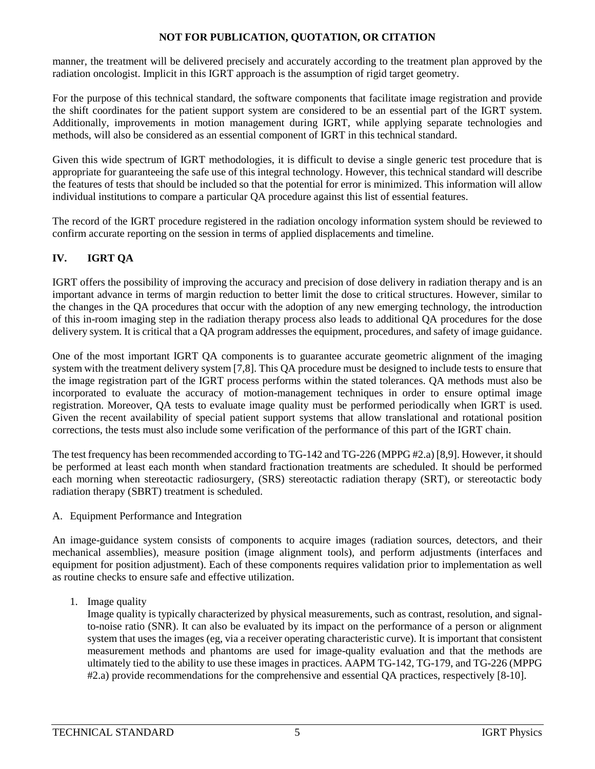manner, the treatment will be delivered precisely and accurately according to the treatment plan approved by the radiation oncologist. Implicit in this IGRT approach is the assumption of rigid target geometry.

For the purpose of this technical standard, the software components that facilitate image registration and provide the shift coordinates for the patient support system are considered to be an essential part of the IGRT system. Additionally, improvements in motion management during IGRT, while applying separate technologies and methods, will also be considered as an essential component of IGRT in this technical standard.

Given this wide spectrum of IGRT methodologies, it is difficult to devise a single generic test procedure that is appropriate for guaranteeing the safe use of this integral technology. However, this technical standard will describe the features of tests that should be included so that the potential for error is minimized. This information will allow individual institutions to compare a particular QA procedure against this list of essential features.

The record of the IGRT procedure registered in the radiation oncology information system should be reviewed to confirm accurate reporting on the session in terms of applied displacements and timeline.

## IV. IGRT QA

IGRT offers the possibility of improving the accuracy and precision of dose delivery in radiation therapy and is an important advance in terms of margin reduction to better limit the dose to critical structures. However, similar to the changes in the QA procedures that occur with the adoption of any new emerging technology, the introduction of this in-room imaging step in the radiation therapy process also leads to additional QA procedures for the dose delivery system. It is critical that a QA program addresses the equipment, procedures, and safety of image guidance.

One of the most important IGRT QA components is to guarantee accurate geometric alignment of the imaging system with the treatment delivery system [7,8]. This QA procedure must be designed to include tests to ensure that the image registration part of the IGRT process performs within the stated tolerances. QA methods must also be incorporated to evaluate the accuracy of motion-management techniques in order to ensure optimal image registration. Moreover, QA tests to evaluate image quality must be performed periodically when IGRT is used. Given the recent availability of special patient support systems that allow translational and rotational position corrections, the tests must also include some verification of the performance of this part of the IGRT chain.

The test frequency has been recommended according to TG-142 and TG-226 (MPPG #2.a) [8,9]. However, it should be performed at least each month when standard fractionation treatments are scheduled. It should be performed each morning when stereotactic radiosurgery, (SRS) stereotactic radiation therapy (SRT), or stereotactic body radiation therapy (SBRT) treatment is scheduled.

A. Equipment Performance and Integration

An image-guidance system consists of components to acquire images (radiation sources, detectors, and their mechanical assemblies), measure position (image alignment tools), and perform adjustments (interfaces and equipment for position adjustment). Each of these components requires validation prior to implementation as well as routine checks to ensure safe and effective utilization.

1. Image quality

   Image quality is typically characterized by physical measurements, such as contrast, resolution, and signal-to-noise ratio (SNR). It can also be evaluated by its impact on the performance of a person or alignment system that uses the images (eg, via a receiver operating characteristic curve). It is important that consistent measurement methods and phantoms are used for image-quality evaluation and that the methods are ultimately tied to the ability to use these images in practices. AAPM TG-142, TG-179, and TG-226 (MPPG #2.a) provide recommendations for the comprehensive and essential QA practices, respectively [8-10].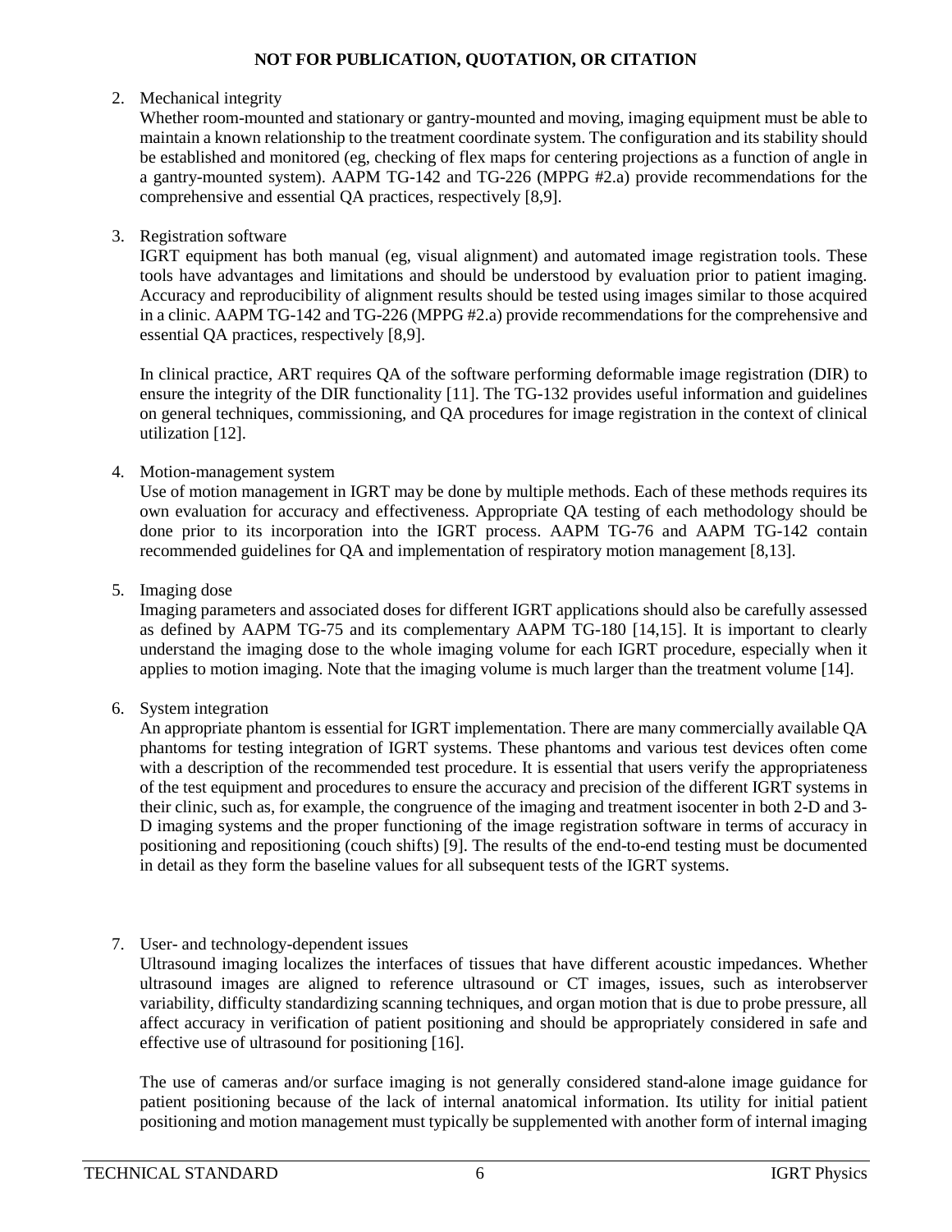**NOT FOR PUBLICATION, QUOTATION, OR CITATION**

2. Mechanical integrity

   Whether room-mounted and stationary or gantry-mounted and moving, imaging equipment must be able to maintain a known relationship to the treatment coordinate system. The configuration and its stability should be established and monitored (eg, checking of flex maps for centering projections as a function of angle in a gantry-mounted system). AAPM TG-142 and TG-226 (MPPG #2.a) provide recommendations for the comprehensive and essential QA practices, respectively [8,9].

3. Registration software

   IGRT equipment has both manual (eg, visual alignment) and automated image registration tools. These tools have advantages and limitations and should be understood by evaluation prior to patient imaging. Accuracy and reproducibility of alignment results should be tested using images similar to those acquired in a clinic. AAPM TG-142 and TG-226 (MPPG #2.a) provide recommendations for the comprehensive and essential QA practices, respectively [8,9].

   In clinical practice, ART requires QA of the software performing deformable image registration (DIR) to ensure the integrity of the DIR functionality [11]. The TG-132 provides useful information and guidelines on general techniques, commissioning, and QA procedures for image registration in the context of clinical utilization [12].

4. Motion-management system

   Use of motion management in IGRT may be done by multiple methods. Each of these methods requires its own evaluation for accuracy and effectiveness. Appropriate QA testing of each methodology should be done prior to its incorporation into the IGRT process. AAPM TG-76 and AAPM TG-142 contain recommended guidelines for QA and implementation of respiratory motion management [8,13].

5. Imaging dose

   Imaging parameters and associated doses for different IGRT applications should also be carefully assessed as defined by AAPM TG-75 and its complementary AAPM TG-180 [14,15]. It is important to clearly understand the imaging dose to the whole imaging volume for each IGRT procedure, especially when it applies to motion imaging. Note that the imaging volume is much larger than the treatment volume [14].

6. System integration

   An appropriate phantom is essential for IGRT implementation. There are many commercially available QA phantoms for testing integration of IGRT systems. These phantoms and various test devices often come with a description of the recommended test procedure. It is essential that users verify the appropriateness of the test equipment and procedures to ensure the accuracy and precision of the different IGRT systems in their clinic, such as, for example, the congruence of the imaging and treatment isocenter in both 2-D and 3-D imaging systems and the proper functioning of the image registration software in terms of accuracy in positioning and repositioning (couch shifts) [9]. The results of the end-to-end testing must be documented in detail as they form the baseline values for all subsequent tests of the IGRT systems.

7. User- and technology-dependent issues

   Ultrasound imaging localizes the interfaces of tissues that have different acoustic impedances. Whether ultrasound images are aligned to reference ultrasound or CT images, issues, such as interobserver variability, difficulty standardizing scanning techniques, and organ motion that is due to probe pressure, all affect accuracy in verification of patient positioning and should be appropriately considered in safe and effective use of ultrasound for positioning [16].

   The use of cameras and/or surface imaging is not generally considered stand-alone image guidance for patient positioning because of the lack of internal anatomical information. Its utility for initial patient positioning and motion management must typically be supplemented with another form of internal imaging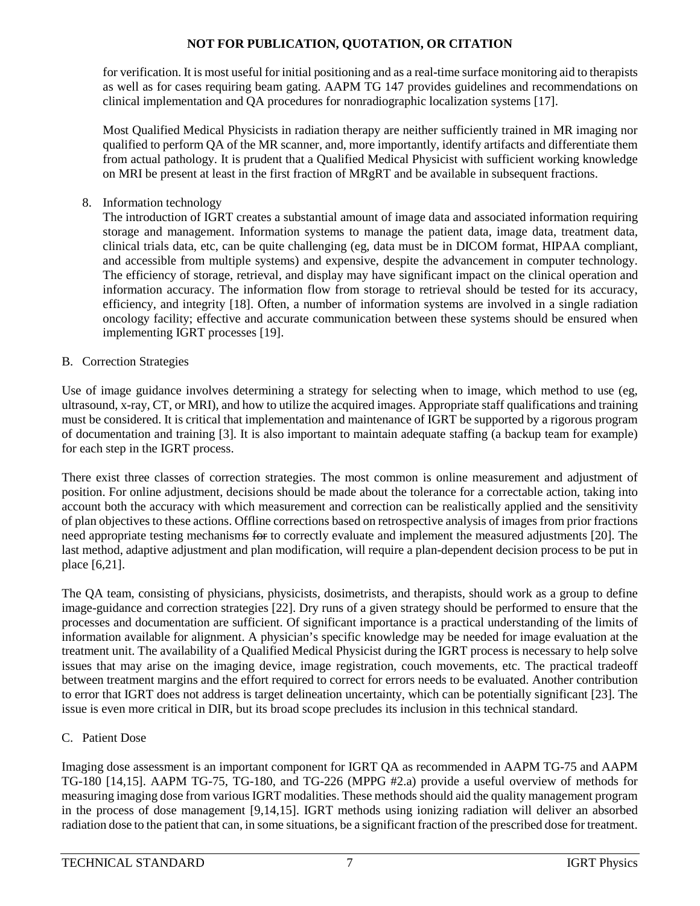for verification. It is most useful for initial positioning and as a real-time surface monitoring aid to therapists as well as for cases requiring beam gating. AAPM TG 147 provides guidelines and recommendations on clinical implementation and QA procedures for nonradiographic localization systems [17].

Most Qualified Medical Physicists in radiation therapy are neither sufficiently trained in MR imaging nor qualified to perform QA of the MR scanner, and, more importantly, identify artifacts and differentiate them from actual pathology. It is prudent that a Qualified Medical Physicist with sufficient working knowledge on MRI be present at least in the first fraction of MRgRT and be available in subsequent fractions.

8. Information technology

The introduction of IGRT creates a substantial amount of image data and associated information requiring storage and management. Information systems to manage the patient data, image data, treatment data, clinical trials data, etc, can be quite challenging (eg, data must be in DICOM format, HIPAA compliant, and accessible from multiple systems) and expensive, despite the advancement in computer technology. The efficiency of storage, retrieval, and display may have significant impact on the clinical operation and information accuracy. The information flow from storage to retrieval should be tested for its accuracy, efficiency, and integrity [18]. Often, a number of information systems are involved in a single radiation oncology facility; effective and accurate communication between these systems should be ensured when implementing IGRT processes [19].

B. Correction Strategies

Use of image guidance involves determining a strategy for selecting when to image, which method to use (eg, ultrasound, x-ray, CT, or MRI), and how to utilize the acquired images. Appropriate staff qualifications and training must be considered. It is critical that implementation and maintenance of IGRT be supported by a rigorous program of documentation and training [3]. It is also important to maintain adequate staffing (a backup team for example) for each step in the IGRT process.

There exist three classes of correction strategies. The most common is online measurement and adjustment of position. For online adjustment, decisions should be made about the tolerance for a correctable action, taking into account both the accuracy with which measurement and correction can be realistically applied and the sensitivity of plan objectives to these actions. Offline corrections based on retrospective analysis of images from prior fractions need appropriate testing mechanisms ~~for~~ to correctly evaluate and implement the measured adjustments [20]. The last method, adaptive adjustment and plan modification, will require a plan-dependent decision process to be put in place [6,21].

The QA team, consisting of physicians, physicists, dosimetrists, and therapists, should work as a group to define image-guidance and correction strategies [22]. Dry runs of a given strategy should be performed to ensure that the processes and documentation are sufficient. Of significant importance is a practical understanding of the limits of information available for alignment. A physician's specific knowledge may be needed for image evaluation at the treatment unit. The availability of a Qualified Medical Physicist during the IGRT process is necessary to help solve issues that may arise on the imaging device, image registration, couch movements, etc. The practical tradeoff between treatment margins and the effort required to correct for errors needs to be evaluated. Another contribution to error that IGRT does not address is target delineation uncertainty, which can be potentially significant [23]. The issue is even more critical in DIR, but its broad scope precludes its inclusion in this technical standard.

C. Patient Dose

Imaging dose assessment is an important component for IGRT QA as recommended in AAPM TG-75 and AAPM TG-180 [14,15]. AAPM TG-75, TG-180, and TG-226 (MPPG #2.a) provide a useful overview of methods for measuring imaging dose from various IGRT modalities. These methods should aid the quality management program in the process of dose management [9,14,15]. IGRT methods using ionizing radiation will deliver an absorbed radiation dose to the patient that can, in some situations, be a significant fraction of the prescribed dose for treatment.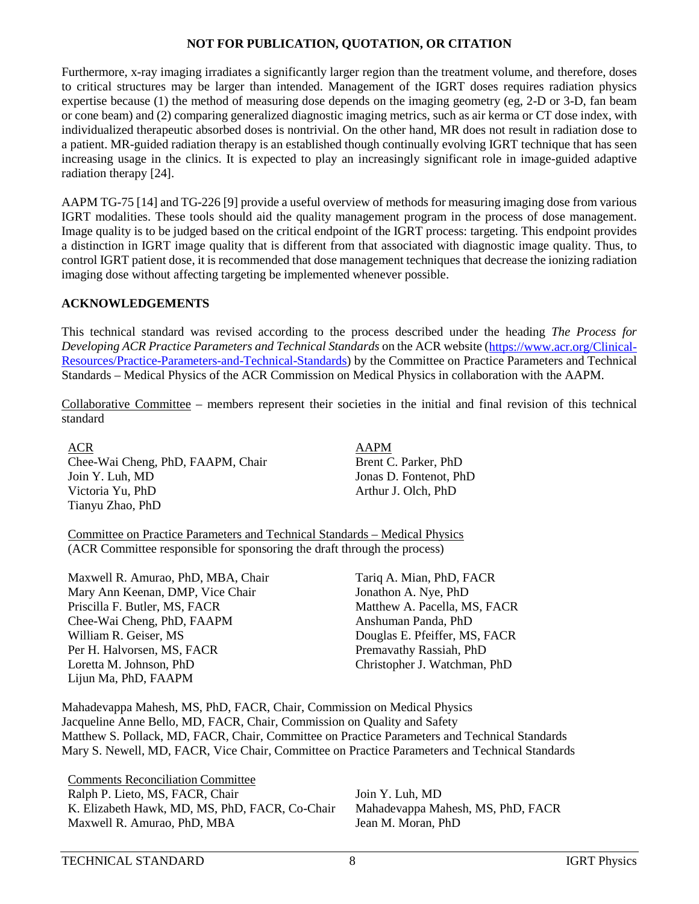**NOT FOR PUBLICATION, QUOTATION, OR CITATION**

Furthermore, x-ray imaging irradiates a significantly larger region than the treatment volume, and therefore, doses to critical structures may be larger than intended. Management of the IGRT doses requires radiation physics expertise because (1) the method of measuring dose depends on the imaging geometry (eg, 2-D or 3-D, fan beam or cone beam) and (2) comparing generalized diagnostic imaging metrics, such as air kerma or CT dose index, with individualized therapeutic absorbed doses is nontrivial. On the other hand, MR does not result in radiation dose to a patient. MR-guided radiation therapy is an established though continually evolving IGRT technique that has seen increasing usage in the clinics. It is expected to play an increasingly significant role in image-guided adaptive radiation therapy [24].

AAPM TG-75 [14] and TG-226 [9] provide a useful overview of methods for measuring imaging dose from various IGRT modalities. These tools should aid the quality management program in the process of dose management. Image quality is to be judged based on the critical endpoint of the IGRT process: targeting. This endpoint provides a distinction in IGRT image quality that is different from that associated with diagnostic image quality. Thus, to control IGRT patient dose, it is recommended that dose management techniques that decrease the ionizing radiation imaging dose without affecting targeting be implemented whenever possible.

## ACKNOWLEDGEMENTS

This technical standard was revised according to the process described under the heading *The Process for Developing ACR Practice Parameters and Technical Standards* on the ACR website (https://www.acr.org/Clinical-Resources/Practice-Parameters-and-Technical-Standards) by the Committee on Practice Parameters and Technical Standards – Medical Physics of the ACR Commission on Medical Physics in collaboration with the AAPM.

Collaborative Committee – members represent their societies in the initial and final revision of this technical standard

ACR
Chee-Wai Cheng, PhD, FAAPM, Chair
Join Y. Luh, MD
Victoria Yu, PhD
Tianyu Zhao, PhD

AAPM
Brent C. Parker, PhD
Jonas D. Fontenot, PhD
Arthur J. Olch, PhD

Committee on Practice Parameters and Technical Standards – Medical Physics
(ACR Committee responsible for sponsoring the draft through the process)

Maxwell R. Amurao, PhD, MBA, Chair
Mary Ann Keenan, DMP, Vice Chair
Priscilla F. Butler, MS, FACR
Chee-Wai Cheng, PhD, FAAPM
William R. Geiser, MS
Per H. Halvorsen, MS, FACR
Loretta M. Johnson, PhD
Lijun Ma, PhD, FAAPM
Tariq A. Mian, PhD, FACR
Jonathon A. Nye, PhD
Matthew A. Pacella, MS, FACR
Anshuman Panda, PhD
Douglas E. Pfeiffer, MS, FACR
Premavathy Rassiah, PhD
Christopher J. Watchman, PhD

Mahadevappa Mahesh, MS, PhD, FACR, Chair, Commission on Medical Physics
Jacqueline Anne Bello, MD, FACR, Chair, Commission on Quality and Safety
Matthew S. Pollack, MD, FACR, Chair, Committee on Practice Parameters and Technical Standards
Mary S. Newell, MD, FACR, Vice Chair, Committee on Practice Parameters and Technical Standards

Comments Reconciliation Committee
Ralph P. Lieto, MS, FACR, Chair
K. Elizabeth Hawk, MD, MS, PhD, FACR, Co-Chair
Maxwell R. Amurao, PhD, MBA
Join Y. Luh, MD
Mahadevappa Mahesh, MS, PhD, FACR
Jean M. Moran, PhD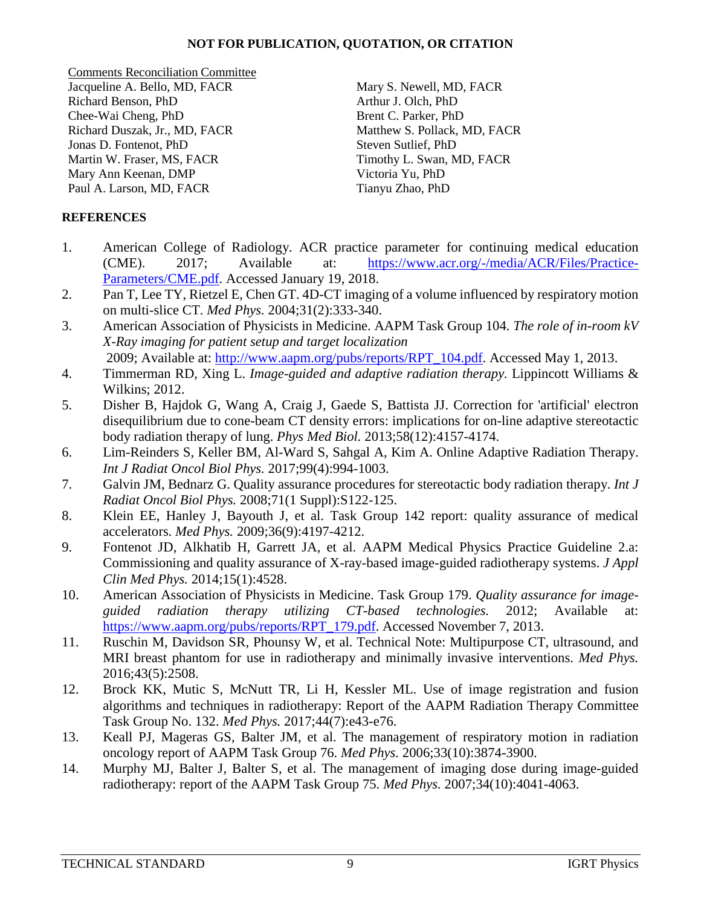**NOT FOR PUBLICATION, QUOTATION, OR CITATION**

Comments Reconciliation Committee

Jacqueline A. Bello, MD, FACR
Richard Benson, PhD
Chee-Wai Cheng, PhD
Richard Duszak, Jr., MD, FACR
Jonas D. Fontenot, PhD
Martin W. Fraser, MS, FACR
Mary Ann Keenan, DMP
Paul A. Larson, MD, FACR
Mary S. Newell, MD, FACR
Arthur J. Olch, PhD
Brent C. Parker, PhD
Matthew S. Pollack, MD, FACR
Steven Sutlief, PhD
Timothy L. Swan, MD, FACR
Victoria Yu, PhD
Tianyu Zhao, PhD

**REFERENCES**

1. American College of Radiology. ACR practice parameter for continuing medical education (CME). 2017; Available at: https://www.acr.org/-/media/ACR/Files/Practice-Parameters/CME.pdf. Accessed January 19, 2018.
2. Pan T, Lee TY, Rietzel E, Chen GT. 4D-CT imaging of a volume influenced by respiratory motion on multi-slice CT. *Med Phys.* 2004;31(2):333-340.
3. American Association of Physicists in Medicine. AAPM Task Group 104. *The role of in-room kV X-Ray imaging for patient setup and target localization* 2009; Available at: http://www.aapm.org/pubs/reports/RPT_104.pdf. Accessed May 1, 2013.
4. Timmerman RD, Xing L. *Image-guided and adaptive radiation therapy.* Lippincott Williams & Wilkins; 2012.
5. Disher B, Hajdok G, Wang A, Craig J, Gaede S, Battista JJ. Correction for 'artificial' electron disequilibrium due to cone-beam CT density errors: implications for on-line adaptive stereotactic body radiation therapy of lung. *Phys Med Biol.* 2013;58(12):4157-4174.
6. Lim-Reinders S, Keller BM, Al-Ward S, Sahgal A, Kim A. Online Adaptive Radiation Therapy. *Int J Radiat Oncol Biol Phys.* 2017;99(4):994-1003.
7. Galvin JM, Bednarz G. Quality assurance procedures for stereotactic body radiation therapy. *Int J Radiat Oncol Biol Phys.* 2008;71(1 Suppl):S122-125.
8. Klein EE, Hanley J, Bayouth J, et al. Task Group 142 report: quality assurance of medical accelerators. *Med Phys.* 2009;36(9):4197-4212.
9. Fontenot JD, Alkhatib H, Garrett JA, et al. AAPM Medical Physics Practice Guideline 2.a: Commissioning and quality assurance of X-ray-based image-guided radiotherapy systems. *J Appl Clin Med Phys.* 2014;15(1):4528.
10. American Association of Physicists in Medicine. Task Group 179. *Quality assurance for image-guided radiation therapy utilizing CT-based technologies.* 2012; Available at: https://www.aapm.org/pubs/reports/RPT_179.pdf. Accessed November 7, 2013.
11. Ruschin M, Davidson SR, Phounsy W, et al. Technical Note: Multipurpose CT, ultrasound, and MRI breast phantom for use in radiotherapy and minimally invasive interventions. *Med Phys.* 2016;43(5):2508.
12. Brock KK, Mutic S, McNutt TR, Li H, Kessler ML. Use of image registration and fusion algorithms and techniques in radiotherapy: Report of the AAPM Radiation Therapy Committee Task Group No. 132. *Med Phys.* 2017;44(7):e43-e76.
13. Keall PJ, Mageras GS, Balter JM, et al. The management of respiratory motion in radiation oncology report of AAPM Task Group 76. *Med Phys.* 2006;33(10):3874-3900.
14. Murphy MJ, Balter J, Balter S, et al. The management of imaging dose during image-guided radiotherapy: report of the AAPM Task Group 75. *Med Phys.* 2007;34(10):4041-4063.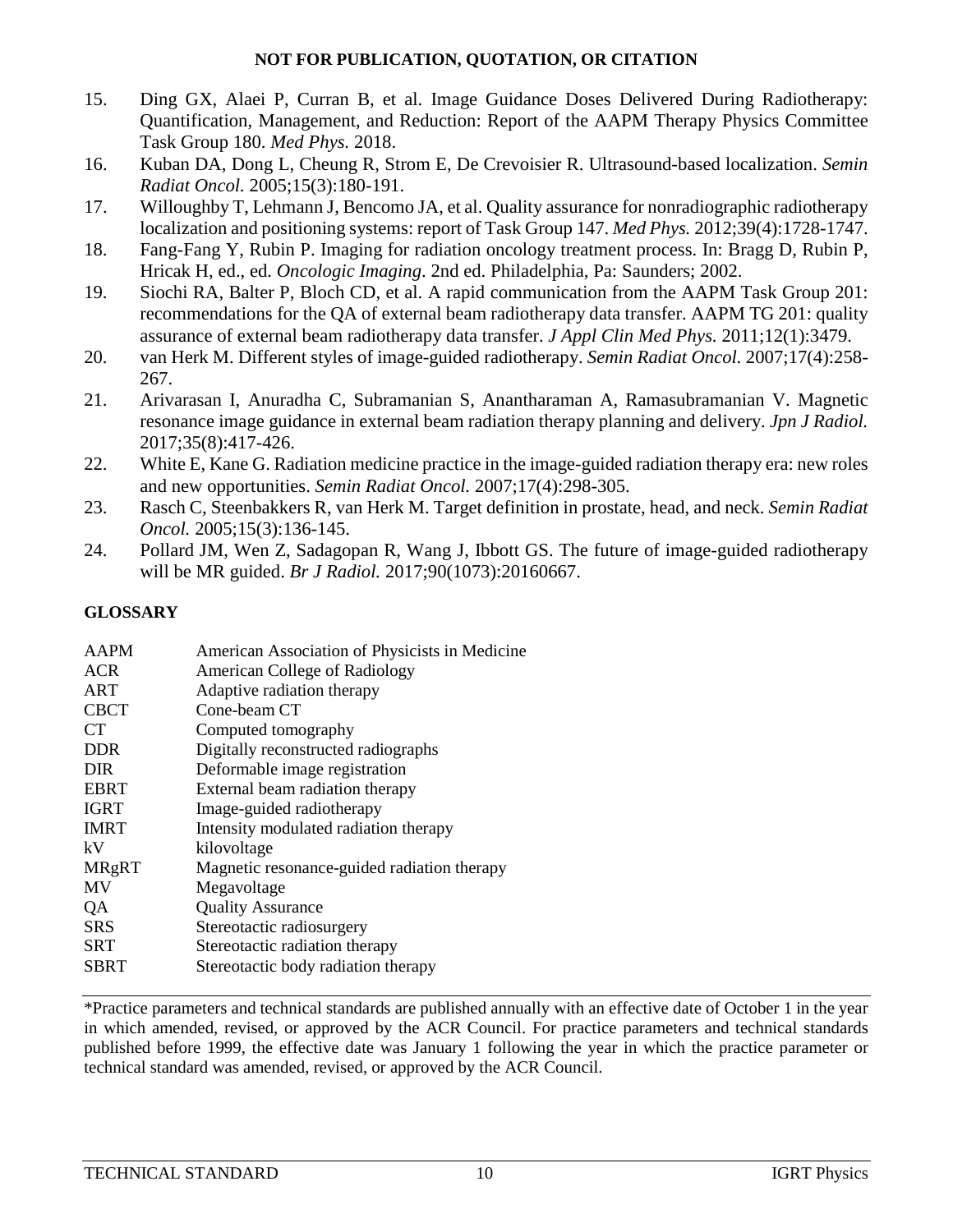15. Ding GX, Alaei P, Curran B, et al. Image Guidance Doses Delivered During Radiotherapy: Quantification, Management, and Reduction: Report of the AAPM Therapy Physics Committee Task Group 180. *Med Phys.* 2018.
16. Kuban DA, Dong L, Cheung R, Strom E, De Crevoisier R. Ultrasound-based localization. *Semin Radiat Oncol.* 2005;15(3):180-191.
17. Willoughby T, Lehmann J, Bencomo JA, et al. Quality assurance for nonradiographic radiotherapy localization and positioning systems: report of Task Group 147. *Med Phys.* 2012;39(4):1728-1747.
18. Fang-Fang Y, Rubin P. Imaging for radiation oncology treatment process. In: Bragg D, Rubin P, Hricak H, ed., ed. *Oncologic Imaging*. 2nd ed. Philadelphia, Pa: Saunders; 2002.
19. Siochi RA, Balter P, Bloch CD, et al. A rapid communication from the AAPM Task Group 201: recommendations for the QA of external beam radiotherapy data transfer. AAPM TG 201: quality assurance of external beam radiotherapy data transfer. *J Appl Clin Med Phys.* 2011;12(1):3479.
20. van Herk M. Different styles of image-guided radiotherapy. *Semin Radiat Oncol.* 2007;17(4):258-267.
21. Arivarasan I, Anuradha C, Subramanian S, Anantharaman A, Ramasubramanian V. Magnetic resonance image guidance in external beam radiation therapy planning and delivery. *Jpn J Radiol.* 2017;35(8):417-426.
22. White E, Kane G. Radiation medicine practice in the image-guided radiation therapy era: new roles and new opportunities. *Semin Radiat Oncol.* 2007;17(4):298-305.
23. Rasch C, Steenbakkers R, van Herk M. Target definition in prostate, head, and neck. *Semin Radiat Oncol.* 2005;15(3):136-145.
24. Pollard JM, Wen Z, Sadagopan R, Wang J, Ibbott GS. The future of image-guided radiotherapy will be MR guided. *Br J Radiol.* 2017;90(1073):20160667.

**GLOSSARY**

| | |
|---|---|
| AAPM | American Association of Physicists in Medicine |
| ACR | American College of Radiology |
| ART | Adaptive radiation therapy |
| CBCT | Cone-beam CT |
| CT | Computed tomography |
| DDR | Digitally reconstructed radiographs |
| DIR | Deformable image registration |
| EBRT | External beam radiation therapy |
| IGRT | Image-guided radiotherapy |
| IMRT | Intensity modulated radiation therapy |
| kV | kilovoltage |
| MRgRT | Magnetic resonance-guided radiation therapy |
| MV | Megavoltage |
| QA | Quality Assurance |
| SRS | Stereotactic radiosurgery |
| SRT | Stereotactic radiation therapy |
| SBRT | Stereotactic body radiation therapy |

---

*Practice parameters and technical standards are published annually with an effective date of October 1 in the year in which amended, revised, or approved by the ACR Council. For practice parameters and technical standards published before 1999, the effective date was January 1 following the year in which the practice parameter or technical standard was amended, revised, or approved by the ACR Council.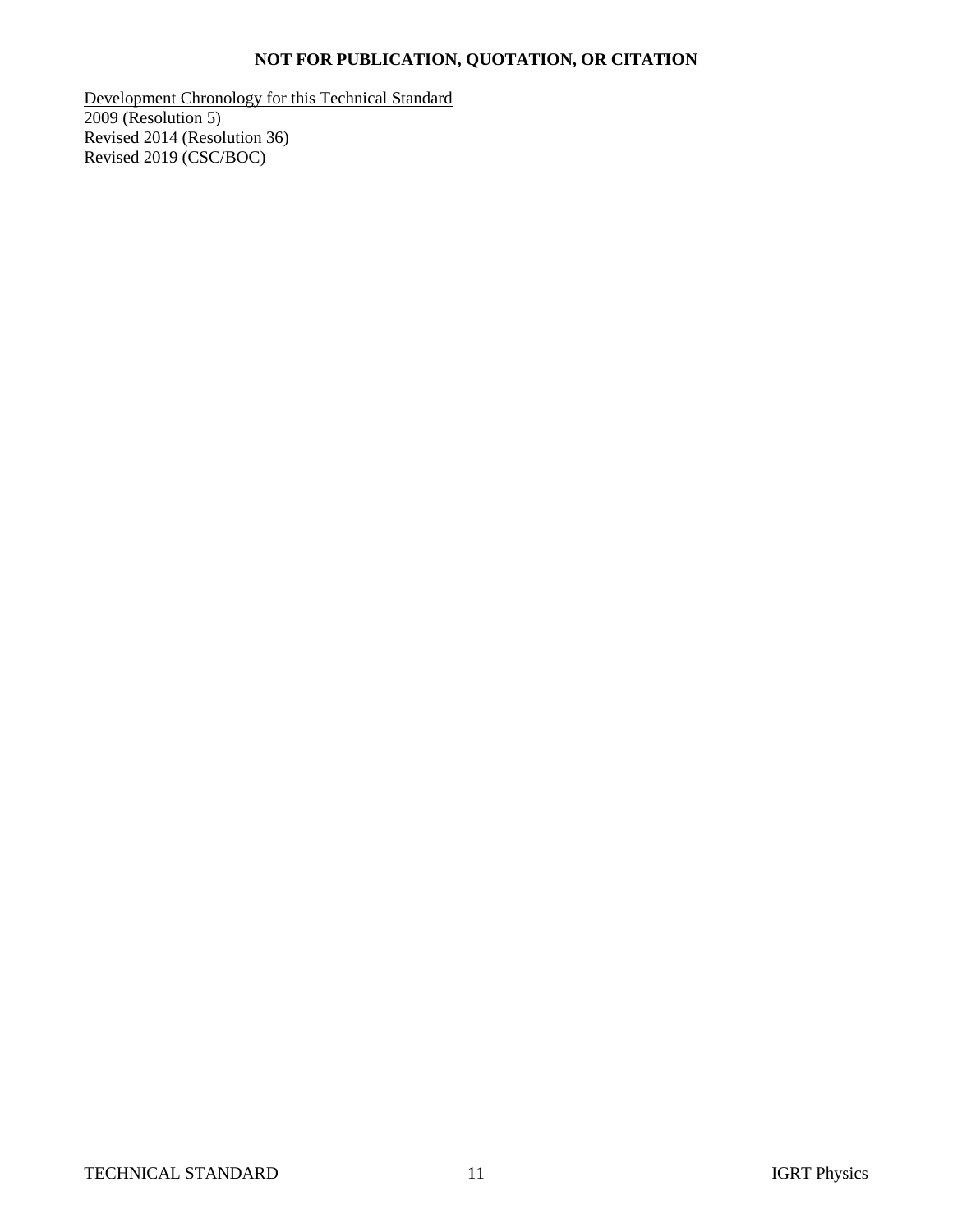Development Chronology for this Technical Standard

2009 (Resolution 5)
Revised 2014 (Resolution 36)
Revised 2019 (CSC/BOC)